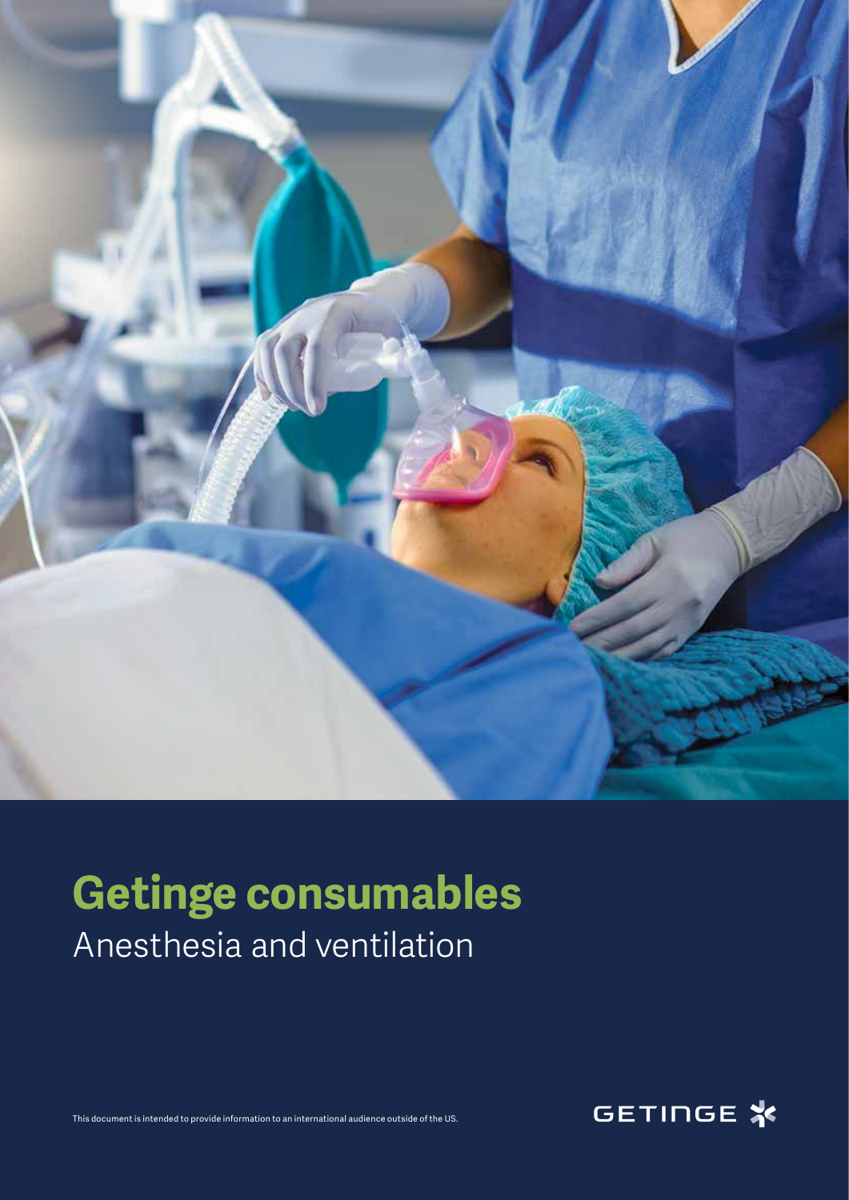# Getinge consumables

## Anesthesia and ventilation

This document is intended to provide information to an international audience outside of the US.

GETINGE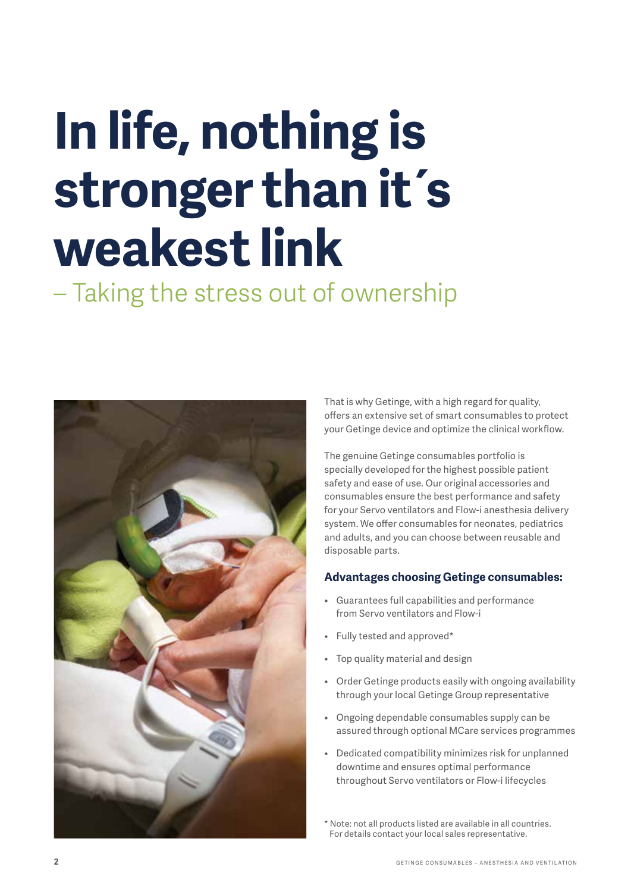# In life, nothing is stronger than it´s weakest link

## – Taking the stress out of ownership

That is why Getinge, with a high regard for quality, offers an extensive set of smart consumables to protect your Getinge device and optimize the clinical workflow.

The genuine Getinge consumables portfolio is specially developed for the highest possible patient safety and ease of use. Our original accessories and consumables ensure the best performance and safety for your Servo ventilators and Flow-i anesthesia delivery system. We offer consumables for neonates, pediatrics and adults, and you can choose between reusable and disposable parts.

### Advantages choosing Getinge consumables:

- Guarantees full capabilities and performance from Servo ventilators and Flow-i
- Fully tested and approved*
- Top quality material and design
- Order Getinge products easily with ongoing availability through your local Getinge Group representative
- Ongoing dependable consumables supply can be assured through optional MCare services programmes
- Dedicated compatibility minimizes risk for unplanned downtime and ensures optimal performance throughout Servo ventilators or Flow-i lifecycles

* Note: not all products listed are available in all countries. For details contact your local sales representative.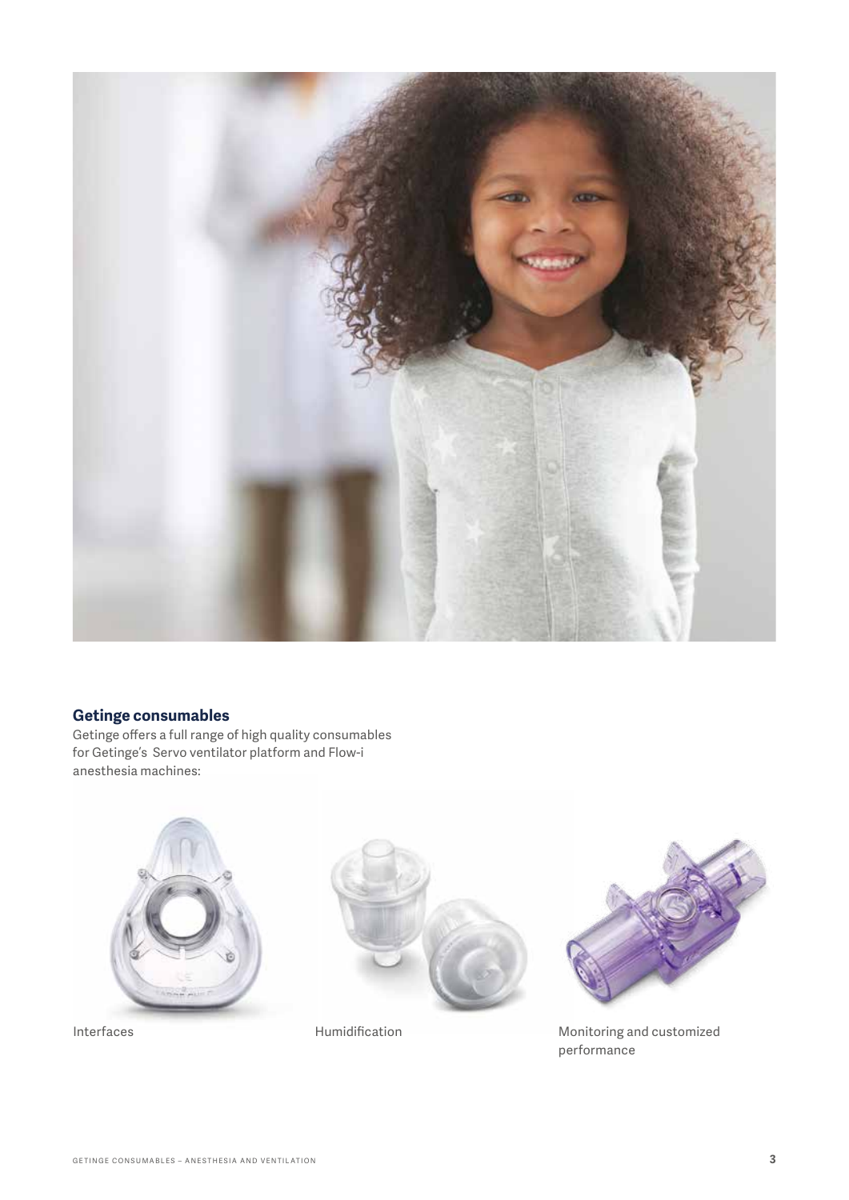## Getinge consumables

Getinge offers a full range of high quality consumables for Getinge's Servo ventilator platform and Flow-i anesthesia machines:

Interfaces

Humidification

Monitoring and customized performance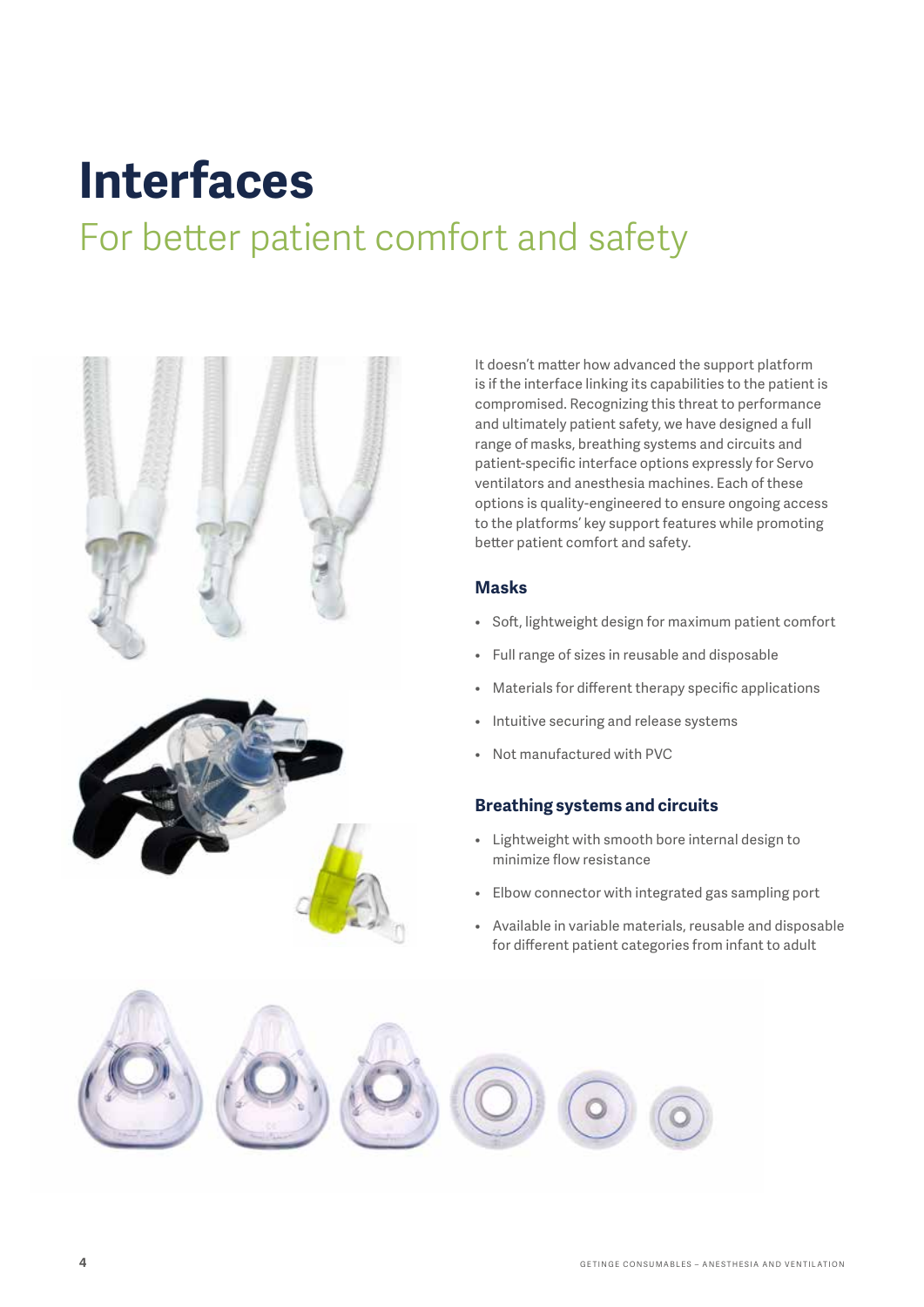# Interfaces

## For better patient comfort and safety

It doesn't matter how advanced the support platform is if the interface linking its capabilities to the patient is compromised. Recognizing this threat to performance and ultimately patient safety, we have designed a full range of masks, breathing systems and circuits and patient-specific interface options expressly for Servo ventilators and anesthesia machines. Each of these options is quality-engineered to ensure ongoing access to the platforms' key support features while promoting better patient comfort and safety.

### Masks

- Soft, lightweight design for maximum patient comfort
- Full range of sizes in reusable and disposable
- Materials for different therapy specific applications
- Intuitive securing and release systems
- Not manufactured with PVC

### Breathing systems and circuits

- Lightweight with smooth bore internal design to minimize flow resistance
- Elbow connector with integrated gas sampling port
- Available in variable materials, reusable and disposable for different patient categories from infant to adult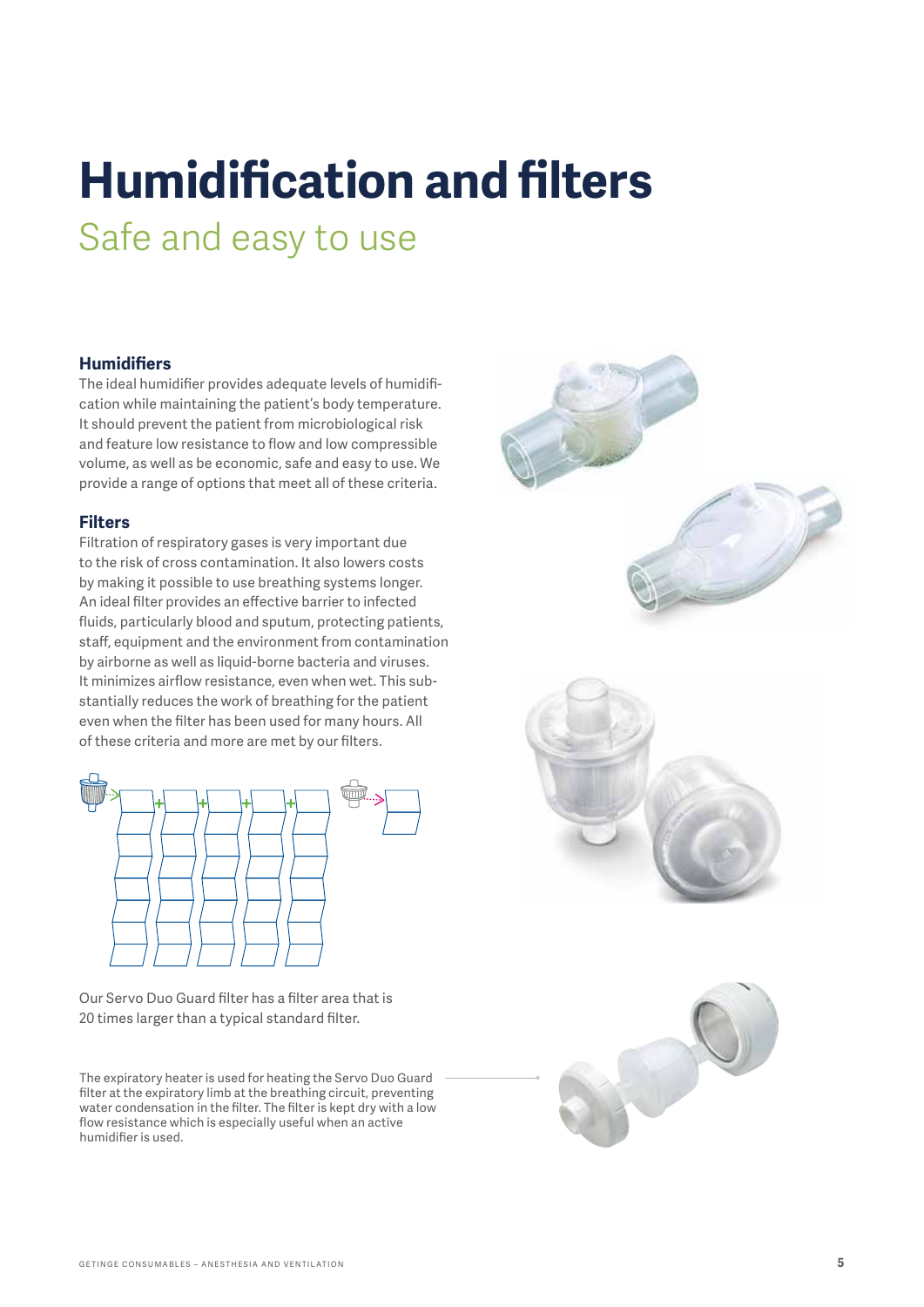# Humidification and filters

## Safe and easy to use

### Humidifiers

The ideal humidifier provides adequate levels of humidification while maintaining the patient's body temperature. It should prevent the patient from microbiological risk and feature low resistance to flow and low compressible volume, as well as be economic, safe and easy to use. We provide a range of options that meet all of these criteria.

### Filters

Filtration of respiratory gases is very important due to the risk of cross contamination. It also lowers costs by making it possible to use breathing systems longer. An ideal filter provides an effective barrier to infected fluids, particularly blood and sputum, protecting patients, staff, equipment and the environment from contamination by airborne as well as liquid-borne bacteria and viruses. It minimizes airflow resistance, even when wet. This substantially reduces the work of breathing for the patient even when the filter has been used for many hours. All of these criteria and more are met by our filters.

Our Servo Duo Guard filter has a filter area that is 20 times larger than a typical standard filter.

The expiratory heater is used for heating the Servo Duo Guard filter at the expiratory limb at the breathing circuit, preventing water condensation in the filter. The filter is kept dry with a low flow resistance which is especially useful when an active humidifier is used.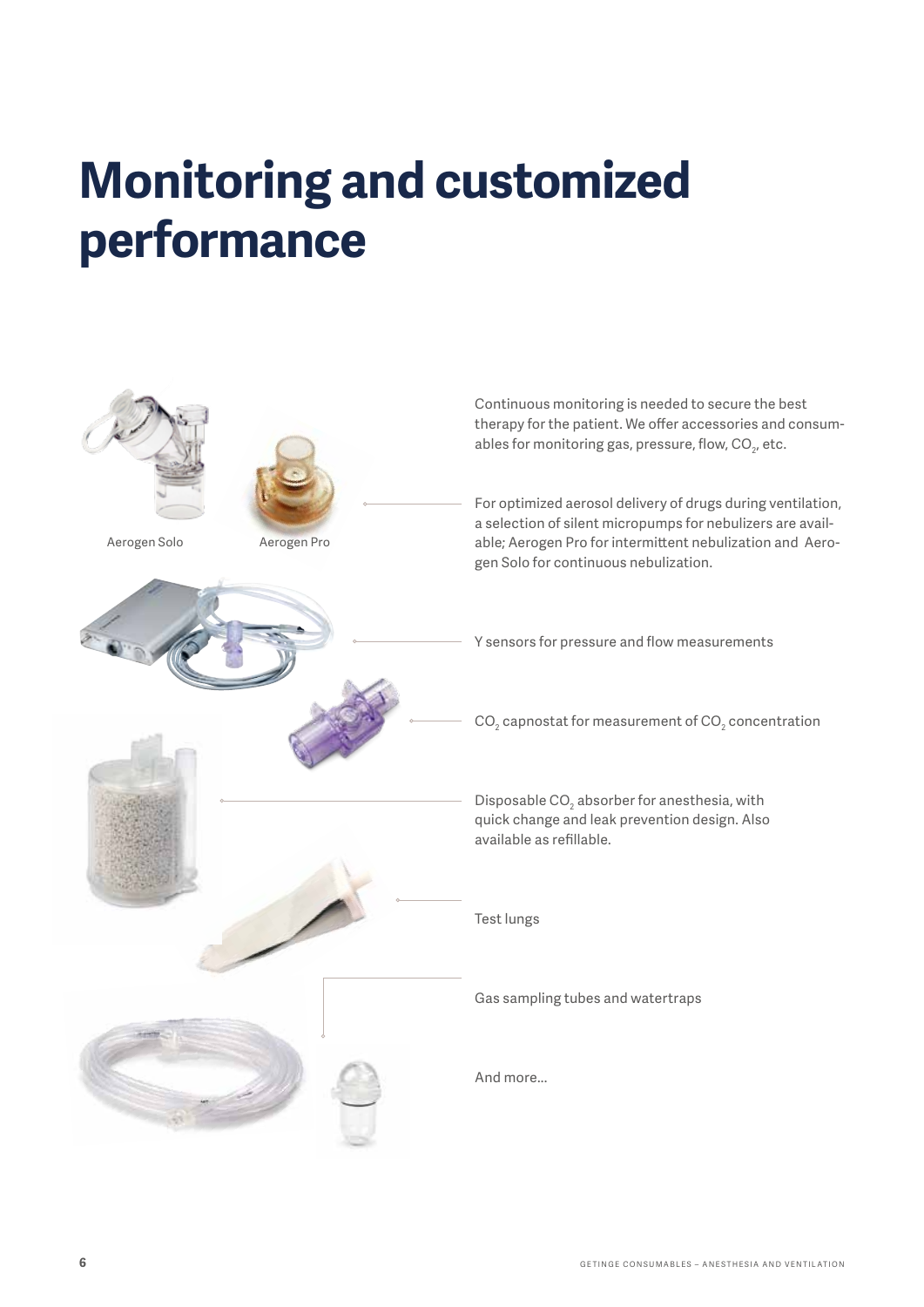# Monitoring and customized performance

Aerogen Solo

Aerogen Pro

Continuous monitoring is needed to secure the best therapy for the patient. We offer accessories and consumables for monitoring gas, pressure, flow, $CO_2$, etc.

For optimized aerosol delivery of drugs during ventilation, a selection of silent micropumps for nebulizers are available; Aerogen Pro for intermittent nebulization and Aerogen Solo for continuous nebulization.

Y sensors for pressure and flow measurements

$CO_2$ capnostat for measurement of $CO_2$ concentration

Disposable $CO_2$ absorber for anesthesia, with quick change and leak prevention design. Also available as refillable.

Test lungs

Gas sampling tubes and watertraps

And more...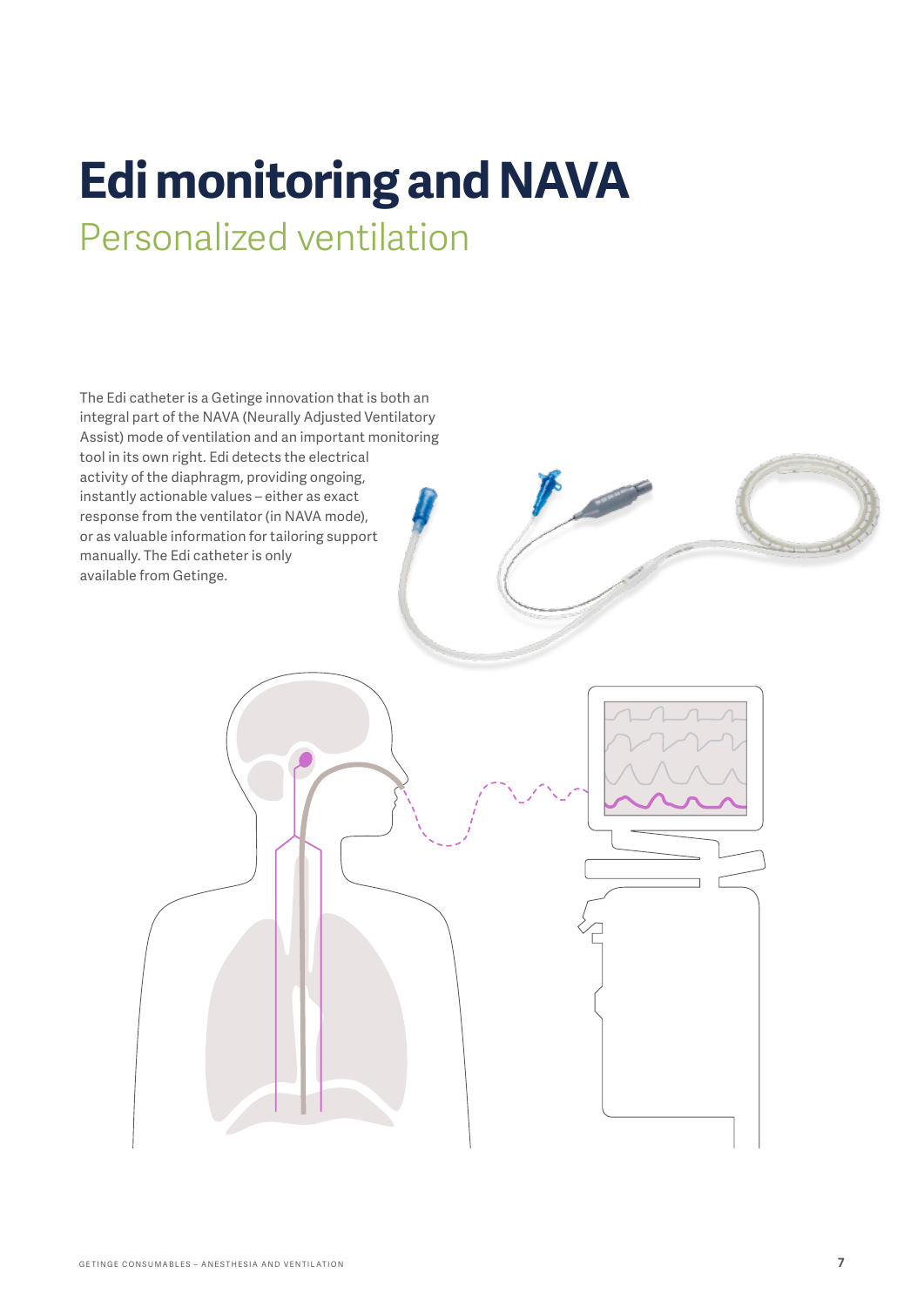# Edi monitoring and NAVA

## Personalized ventilation

The Edi catheter is a Getinge innovation that is both an integral part of the NAVA (Neurally Adjusted Ventilatory Assist) mode of ventilation and an important monitoring tool in its own right. Edi detects the electrical activity of the diaphragm, providing ongoing, instantly actionable values – either as exact response from the ventilator (in NAVA mode), or as valuable information for tailoring support manually. The Edi catheter is only available from Getinge.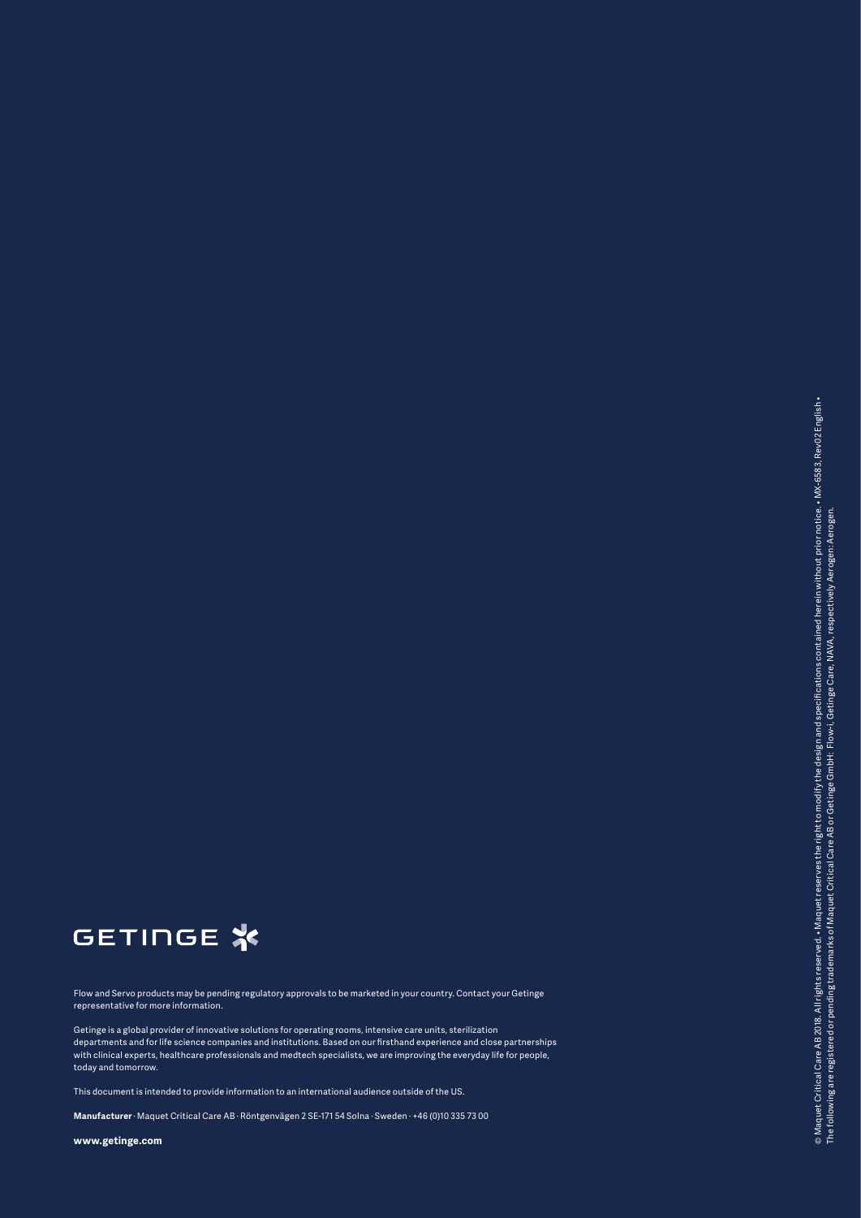GETINGE

Flow and Servo products may be pending regulatory approvals to be marketed in your country. Contact your Getinge representative for more information.

Getinge is a global provider of innovative solutions for operating rooms, intensive care units, sterilization departments and for life science companies and institutions. Based on our firsthand experience and close partnerships with clinical experts, healthcare professionals and medtech specialists, we are improving the everyday life for people, today and tomorrow.

This document is intended to provide information to an international audience outside of the US.

**Manufacturer** · Maquet Critical Care AB · Röntgenvägen 2 SE-171 54 Solna · Sweden · +46 (0)10 335 73 00

**www.getinge.com**

© Maquet Critical Care AB 2018. All rights reserved. • Maquet reserves the right to modify the design and specifications contained herein without prior notice. • MX-6583, Rev02 English •
The following are registered or pending trademarks of Maquet Critical Care AB or Getinge GmbH: Flow-i, Getinge Care, NAVA, respectively Aerogen: Aerogen.